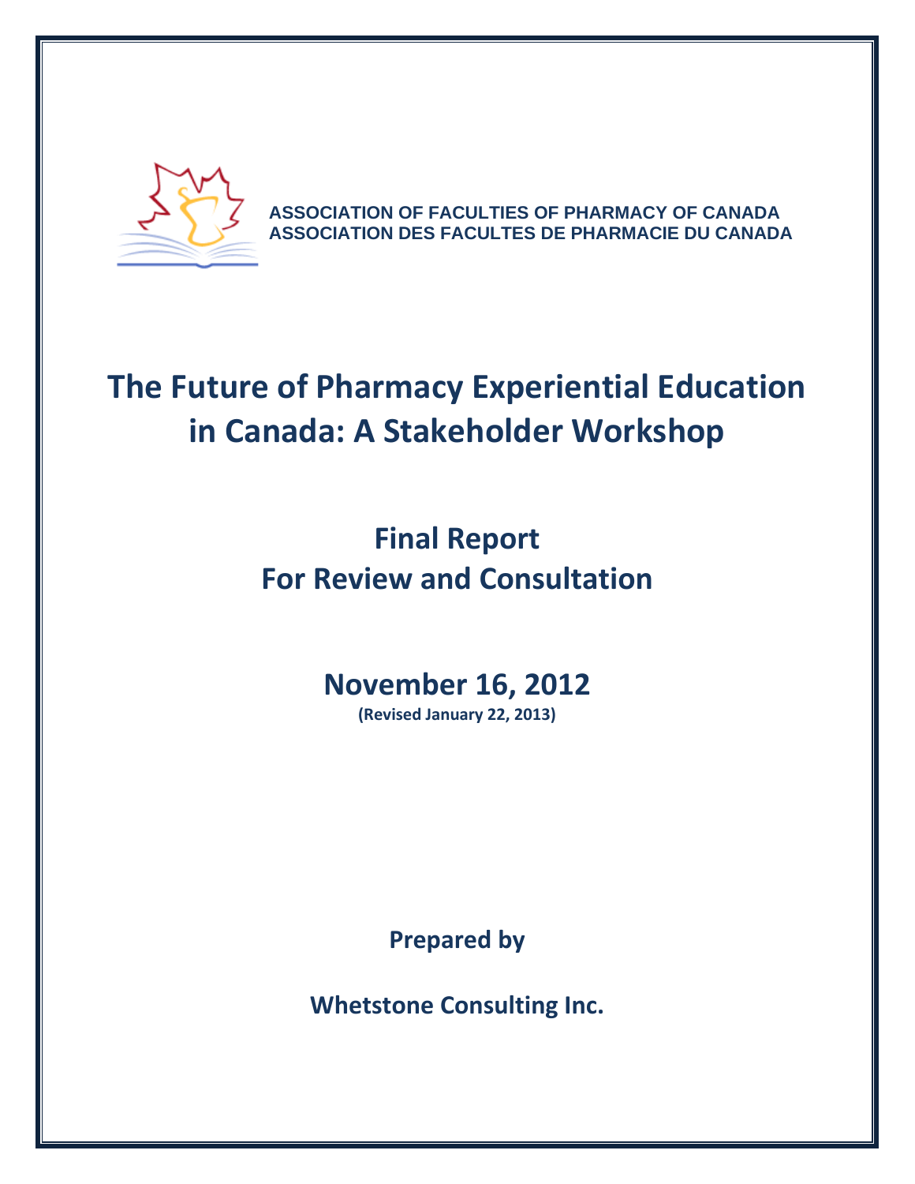ASSOCIATION OF FACULTIES OF PHARMACY OF CANADA
ASSOCIATION DES FACULTES DE PHARMACIE DU CANADA

# The Future of Pharmacy Experiential Education in Canada: A Stakeholder Workshop

## Final Report
## For Review and Consultation

## November 16, 2012

**(Revised January 22, 2013)**

**Prepared by**

**Whetstone Consulting Inc.**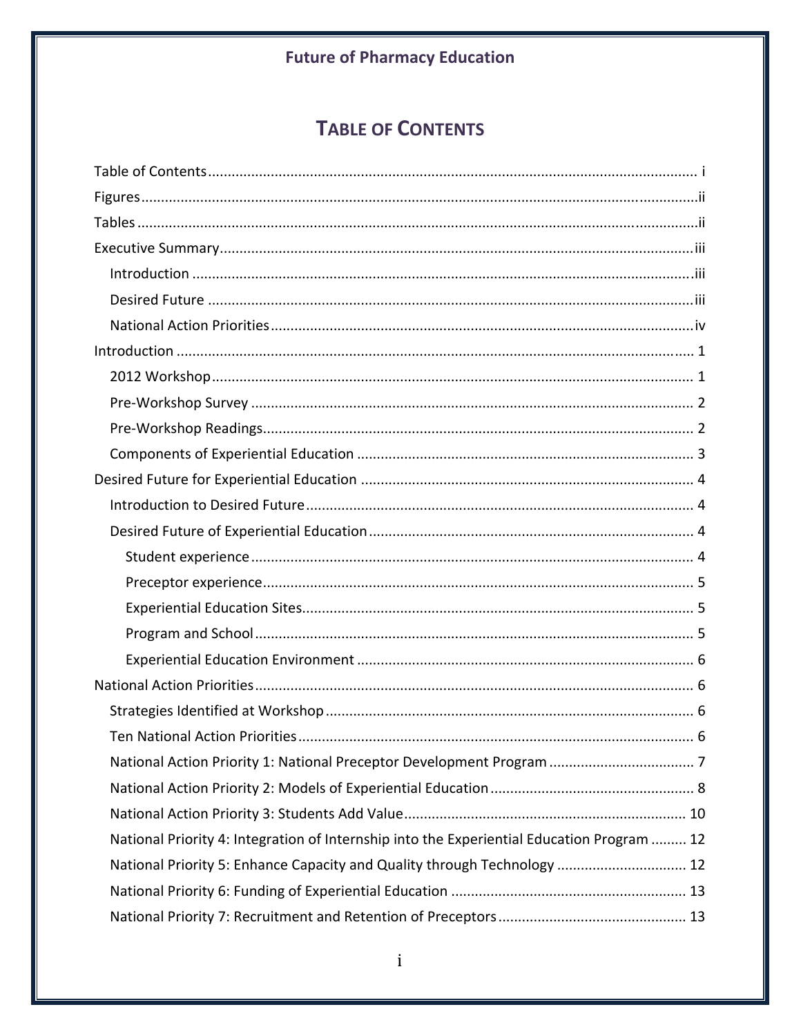# TABLE OF CONTENTS

Table of Contents ........ i

Figures ........ ii

Tables ........ ii

Executive Summary ........ iii

- Introduction ........ iii
- Desired Future ........ iii
- National Action Priorities ........ iv

Introduction ........ 1

- 2012 Workshop ........ 1
- Pre-Workshop Survey ........ 2
- Pre-Workshop Readings ........ 2
- Components of Experiential Education ........ 3

Desired Future for Experiential Education ........ 4

- Introduction to Desired Future ........ 4
- Desired Future of Experiential Education ........ 4
  - Student experience ........ 4
  - Preceptor experience ........ 5
  - Experiential Education Sites ........ 5
  - Program and School ........ 5
  - Experiential Education Environment ........ 6

National Action Priorities ........ 6

- Strategies Identified at Workshop ........ 6
- Ten National Action Priorities ........ 6
- National Action Priority 1: National Preceptor Development Program ........ 7
- National Action Priority 2: Models of Experiential Education ........ 8
- National Action Priority 3: Students Add Value ........ 10
- National Priority 4: Integration of Internship into the Experiential Education Program ........ 12
- National Priority 5: Enhance Capacity and Quality through Technology ........ 12
- National Priority 6: Funding of Experiential Education ........ 13
- National Priority 7: Recruitment and Retention of Preceptors ........ 13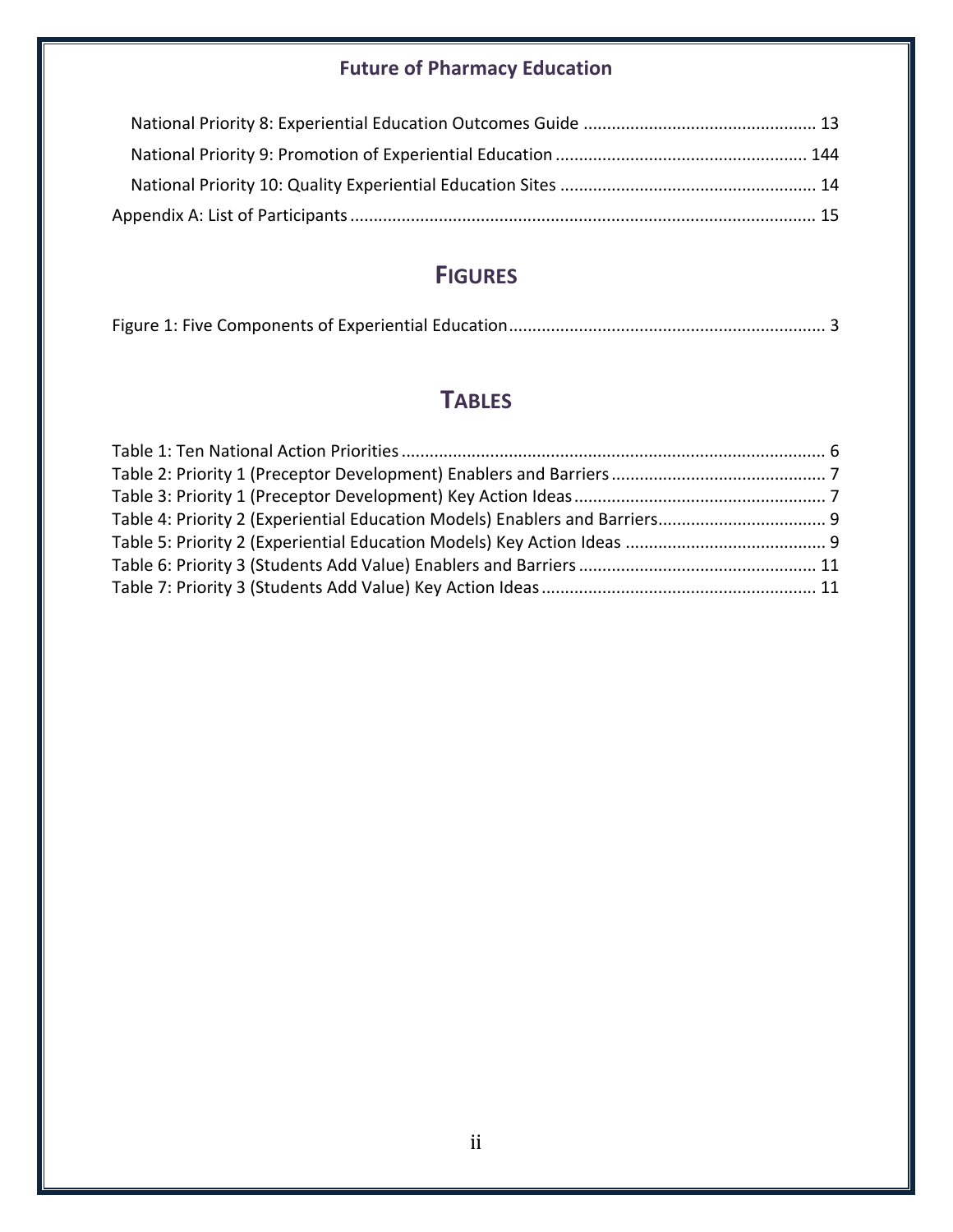National Priority 8: Experiential Education Outcomes Guide ................................................. 13

National Priority 9: Promotion of Experiential Education ..................................................... 144

National Priority 10: Quality Experiential Education Sites ...................................................... 14

Appendix A: List of Participants .................................................................................................. 15

# FIGURES

Figure 1: Five Components of Experiential Education .................................................................. 3

# TABLES

Table 1: Ten National Action Priorities ......................................................................................... 6

Table 2: Priority 1 (Preceptor Development) Enablers and Barriers ............................................. 7

Table 3: Priority 1 (Preceptor Development) Key Action Ideas ..................................................... 7

Table 4: Priority 2 (Experiential Education Models) Enablers and Barriers.................................... 9

Table 5: Priority 2 (Experiential Education Models) Key Action Ideas ........................................... 9

Table 6: Priority 3 (Students Add Value) Enablers and Barriers ................................................... 11

Table 7: Priority 3 (Students Add Value) Key Action Ideas .......................................................... 11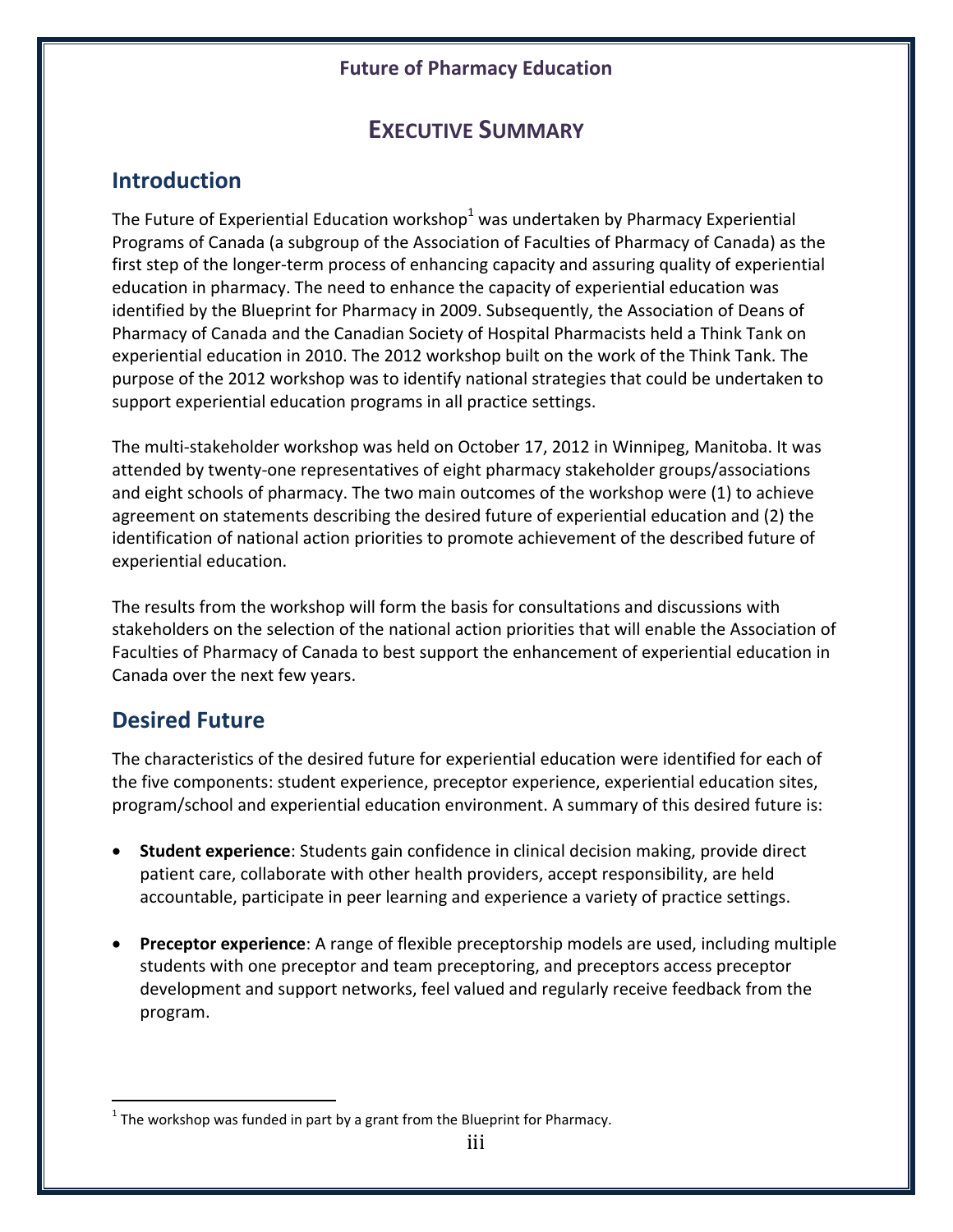# EXECUTIVE SUMMARY

## Introduction

The Future of Experiential Education workshop[1] was undertaken by Pharmacy Experiential Programs of Canada (a subgroup of the Association of Faculties of Pharmacy of Canada) as the first step of the longer-term process of enhancing capacity and assuring quality of experiential education in pharmacy. The need to enhance the capacity of experiential education was identified by the Blueprint for Pharmacy in 2009. Subsequently, the Association of Deans of Pharmacy of Canada and the Canadian Society of Hospital Pharmacists held a Think Tank on experiential education in 2010. The 2012 workshop built on the work of the Think Tank. The purpose of the 2012 workshop was to identify national strategies that could be undertaken to support experiential education programs in all practice settings.

The multi-stakeholder workshop was held on October 17, 2012 in Winnipeg, Manitoba. It was attended by twenty-one representatives of eight pharmacy stakeholder groups/associations and eight schools of pharmacy. The two main outcomes of the workshop were (1) to achieve agreement on statements describing the desired future of experiential education and (2) the identification of national action priorities to promote achievement of the described future of experiential education.

The results from the workshop will form the basis for consultations and discussions with stakeholders on the selection of the national action priorities that will enable the Association of Faculties of Pharmacy of Canada to best support the enhancement of experiential education in Canada over the next few years.

## Desired Future

The characteristics of the desired future for experiential education were identified for each of the five components: student experience, preceptor experience, experiential education sites, program/school and experiential education environment. A summary of this desired future is:

- **Student experience**: Students gain confidence in clinical decision making, provide direct patient care, collaborate with other health providers, accept responsibility, are held accountable, participate in peer learning and experience a variety of practice settings.
- **Preceptor experience**: A range of flexible preceptorship models are used, including multiple students with one preceptor and team preceptoring, and preceptors access preceptor development and support networks, feel valued and regularly receive feedback from the program.

[1] The workshop was funded in part by a grant from the Blueprint for Pharmacy.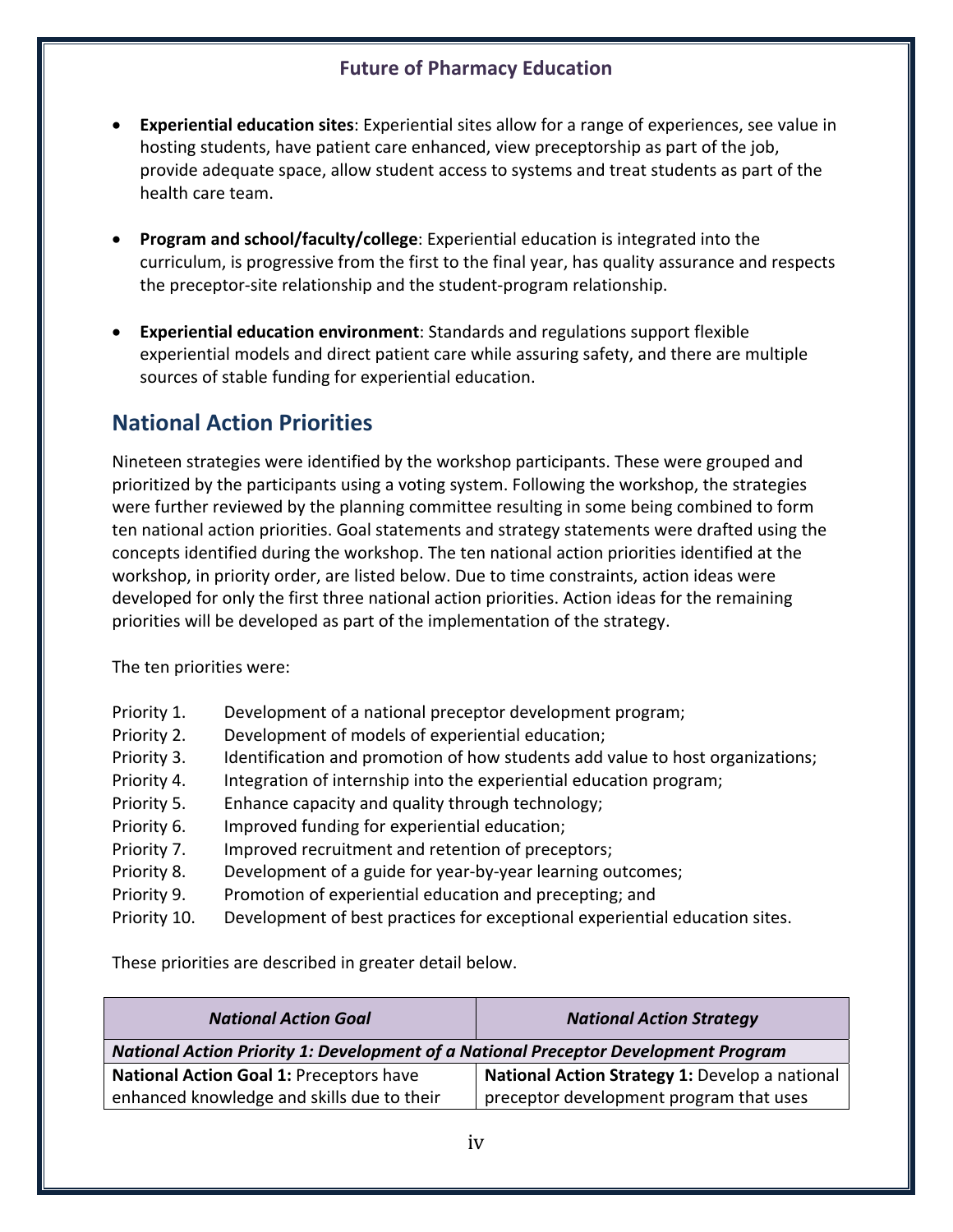- **Experiential education sites**: Experiential sites allow for a range of experiences, see value in hosting students, have patient care enhanced, view preceptorship as part of the job, provide adequate space, allow student access to systems and treat students as part of the health care team.

- **Program and school/faculty/college**: Experiential education is integrated into the curriculum, is progressive from the first to the final year, has quality assurance and respects the preceptor-site relationship and the student-program relationship.

- **Experiential education environment**: Standards and regulations support flexible experiential models and direct patient care while assuring safety, and there are multiple sources of stable funding for experiential education.

## National Action Priorities

Nineteen strategies were identified by the workshop participants. These were grouped and prioritized by the participants using a voting system. Following the workshop, the strategies were further reviewed by the planning committee resulting in some being combined to form ten national action priorities. Goal statements and strategy statements were drafted using the concepts identified during the workshop. The ten national action priorities identified at the workshop, in priority order, are listed below. Due to time constraints, action ideas were developed for only the first three national action priorities. Action ideas for the remaining priorities will be developed as part of the implementation of the strategy.

The ten priorities were:

Priority 1. Development of a national preceptor development program;
Priority 2. Development of models of experiential education;
Priority 3. Identification and promotion of how students add value to host organizations;
Priority 4. Integration of internship into the experiential education program;
Priority 5. Enhance capacity and quality through technology;
Priority 6. Improved funding for experiential education;
Priority 7. Improved recruitment and retention of preceptors;
Priority 8. Development of a guide for year-by-year learning outcomes;
Priority 9. Promotion of experiential education and precepting; and
Priority 10. Development of best practices for exceptional experiential education sites.

These priorities are described in greater detail below.

| ***National Action Goal*** | ***National Action Strategy*** |
|---|---|
| ***National Action Priority 1: Development of a National Preceptor Development Program*** | |
| **National Action Goal 1:** Preceptors have enhanced knowledge and skills due to their | **National Action Strategy 1:** Develop a national preceptor development program that uses |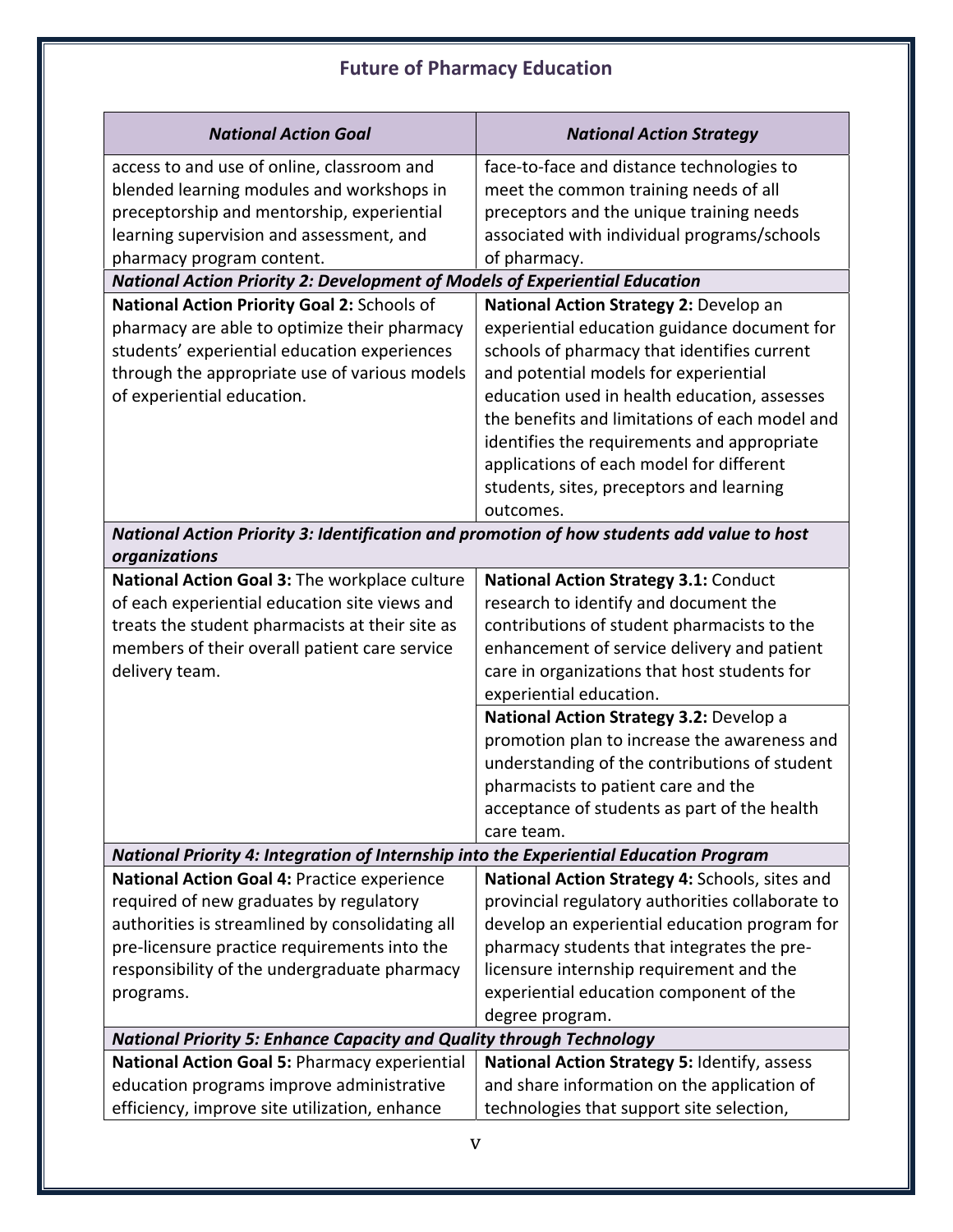## Future of Pharmacy Education

| *National Action Goal* | *National Action Strategy* |
|---|---|
| access to and use of online, classroom and blended learning modules and workshops in preceptorship and mentorship, experiential learning supervision and assessment, and pharmacy program content. | face-to-face and distance technologies to meet the common training needs of all preceptors and the unique training needs associated with individual programs/schools of pharmacy. |
| ***National Action Priority 2: Development of Models of Experiential Education*** | |
| **National Action Priority Goal 2:** Schools of pharmacy are able to optimize their pharmacy students' experiential education experiences through the appropriate use of various models of experiential education. | **National Action Strategy 2:** Develop an experiential education guidance document for schools of pharmacy that identifies current and potential models for experiential education used in health education, assesses the benefits and limitations of each model and identifies the requirements and appropriate applications of each model for different students, sites, preceptors and learning outcomes. |
| ***National Action Priority 3: Identification and promotion of how students add value to host organizations*** | |
| **National Action Goal 3:** The workplace culture of each experiential education site views and treats the student pharmacists at their site as members of their overall patient care service delivery team. | **National Action Strategy 3.1:** Conduct research to identify and document the contributions of student pharmacists to the enhancement of service delivery and patient care in organizations that host students for experiential education. |
| | **National Action Strategy 3.2:** Develop a promotion plan to increase the awareness and understanding of the contributions of student pharmacists to patient care and the acceptance of students as part of the health care team. |
| ***National Priority 4: Integration of Internship into the Experiential Education Program*** | |
| **National Action Goal 4:** Practice experience required of new graduates by regulatory authorities is streamlined by consolidating all pre-licensure practice requirements into the responsibility of the undergraduate pharmacy programs. | **National Action Strategy 4:** Schools, sites and provincial regulatory authorities collaborate to develop an experiential education program for pharmacy students that integrates the pre-licensure internship requirement and the experiential education component of the degree program. |
| ***National Priority 5: Enhance Capacity and Quality through Technology*** | |
| **National Action Goal 5:** Pharmacy experiential education programs improve administrative efficiency, improve site utilization, enhance | **National Action Strategy 5:** Identify, assess and share information on the application of technologies that support site selection, |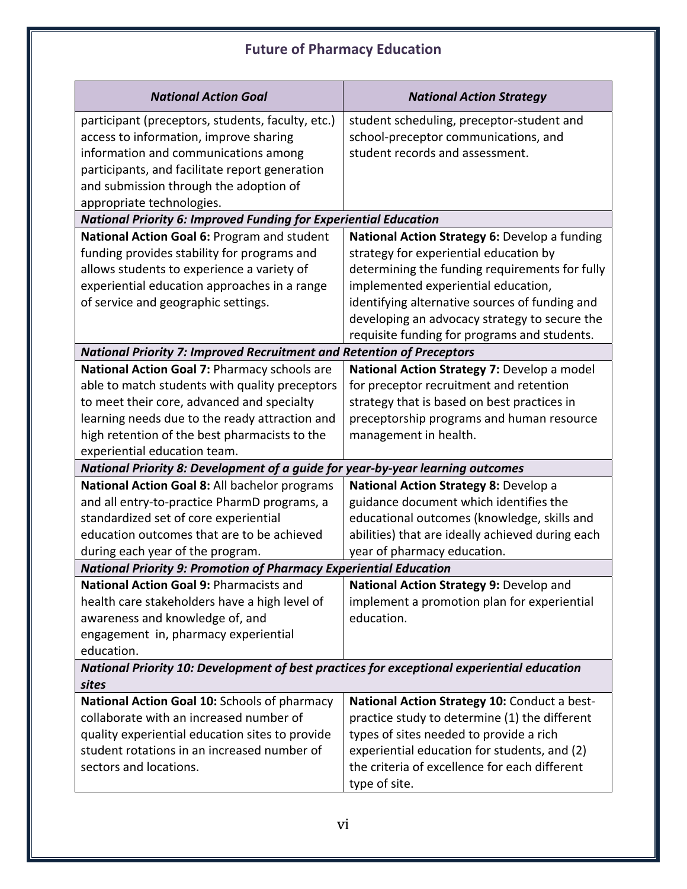## Future of Pharmacy Education

| *National Action Goal* | *National Action Strategy* |
|---|---|
| participant (preceptors, students, faculty, etc.) access to information, improve sharing information and communications among participants, and facilitate report generation and submission through the adoption of appropriate technologies. | student scheduling, preceptor-student and school-preceptor communications, and student records and assessment. |
| ***National Priority 6: Improved Funding for Experiential Education*** | |
| **National Action Goal 6:** Program and student funding provides stability for programs and allows students to experience a variety of experiential education approaches in a range of service and geographic settings. | **National Action Strategy 6:** Develop a funding strategy for experiential education by determining the funding requirements for fully implemented experiential education, identifying alternative sources of funding and developing an advocacy strategy to secure the requisite funding for programs and students. |
| ***National Priority 7: Improved Recruitment and Retention of Preceptors*** | |
| **National Action Goal 7:** Pharmacy schools are able to match students with quality preceptors to meet their core, advanced and specialty learning needs due to the ready attraction and high retention of the best pharmacists to the experiential education team. | **National Action Strategy 7:** Develop a model for preceptor recruitment and retention strategy that is based on best practices in preceptorship programs and human resource management in health. |
| ***National Priority 8: Development of a guide for year-by-year learning outcomes*** | |
| **National Action Goal 8:** All bachelor programs and all entry-to-practice PharmD programs, a standardized set of core experiential education outcomes that are to be achieved during each year of the program. | **National Action Strategy 8:** Develop a guidance document which identifies the educational outcomes (knowledge, skills and abilities) that are ideally achieved during each year of pharmacy education. |
| ***National Priority 9: Promotion of Pharmacy Experiential Education*** | |
| **National Action Goal 9:** Pharmacists and health care stakeholders have a high level of awareness and knowledge of, and engagement in, pharmacy experiential education. | **National Action Strategy 9:** Develop and implement a promotion plan for experiential education. |
| ***National Priority 10: Development of best practices for exceptional experiential education sites*** | |
| **National Action Goal 10:** Schools of pharmacy collaborate with an increased number of quality experiential education sites to provide student rotations in an increased number of sectors and locations. | **National Action Strategy 10:** Conduct a best-practice study to determine (1) the different types of sites needed to provide a rich experiential education for students, and (2) the criteria of excellence for each different type of site. |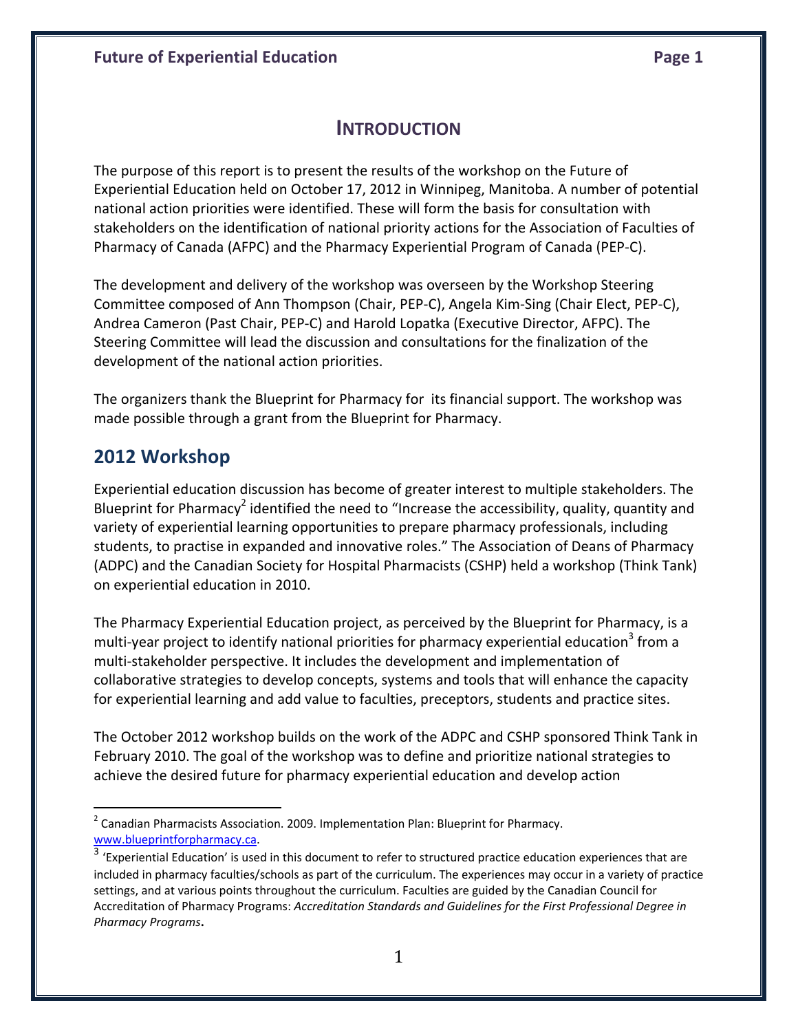# INTRODUCTION

The purpose of this report is to present the results of the workshop on the Future of Experiential Education held on October 17, 2012 in Winnipeg, Manitoba. A number of potential national action priorities were identified. These will form the basis for consultation with stakeholders on the identification of national priority actions for the Association of Faculties of Pharmacy of Canada (AFPC) and the Pharmacy Experiential Program of Canada (PEP-C).

The development and delivery of the workshop was overseen by the Workshop Steering Committee composed of Ann Thompson (Chair, PEP-C), Angela Kim-Sing (Chair Elect, PEP-C), Andrea Cameron (Past Chair, PEP-C) and Harold Lopatka (Executive Director, AFPC). The Steering Committee will lead the discussion and consultations for the finalization of the development of the national action priorities.

The organizers thank the Blueprint for Pharmacy for its financial support. The workshop was made possible through a grant from the Blueprint for Pharmacy.

## 2012 Workshop

Experiential education discussion has become of greater interest to multiple stakeholders. The Blueprint for Pharmacy[2] identified the need to "Increase the accessibility, quality, quantity and variety of experiential learning opportunities to prepare pharmacy professionals, including students, to practise in expanded and innovative roles." The Association of Deans of Pharmacy (ADPC) and the Canadian Society for Hospital Pharmacists (CSHP) held a workshop (Think Tank) on experiential education in 2010.

The Pharmacy Experiential Education project, as perceived by the Blueprint for Pharmacy, is a multi-year project to identify national priorities for pharmacy experiential education[3] from a multi-stakeholder perspective. It includes the development and implementation of collaborative strategies to develop concepts, systems and tools that will enhance the capacity for experiential learning and add value to faculties, preceptors, students and practice sites.

The October 2012 workshop builds on the work of the ADPC and CSHP sponsored Think Tank in February 2010. The goal of the workshop was to define and prioritize national strategies to achieve the desired future for pharmacy experiential education and develop action

---

[2] Canadian Pharmacists Association. 2009. Implementation Plan: Blueprint for Pharmacy. www.blueprintforpharmacy.ca.

[3] 'Experiential Education' is used in this document to refer to structured practice education experiences that are included in pharmacy faculties/schools as part of the curriculum. The experiences may occur in a variety of practice settings, and at various points throughout the curriculum. Faculties are guided by the Canadian Council for Accreditation of Pharmacy Programs: *Accreditation Standards and Guidelines for the First Professional Degree in Pharmacy Programs***.**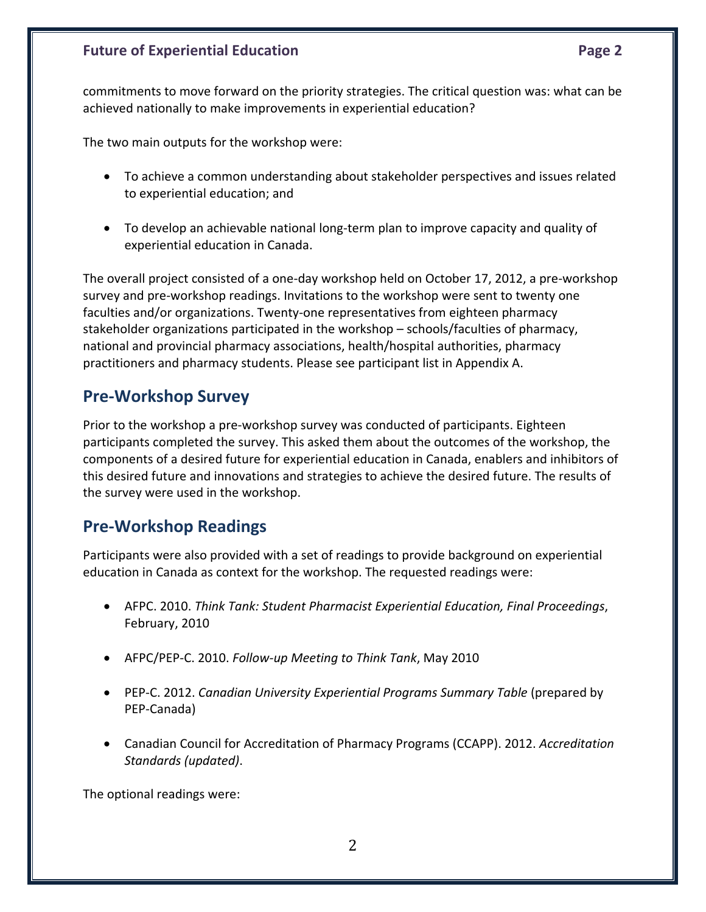commitments to move forward on the priority strategies. The critical question was: what can be achieved nationally to make improvements in experiential education?

The two main outputs for the workshop were:

- To achieve a common understanding about stakeholder perspectives and issues related to experiential education; and
- To develop an achievable national long-term plan to improve capacity and quality of experiential education in Canada.

The overall project consisted of a one-day workshop held on October 17, 2012, a pre-workshop survey and pre-workshop readings. Invitations to the workshop were sent to twenty one faculties and/or organizations. Twenty-one representatives from eighteen pharmacy stakeholder organizations participated in the workshop – schools/faculties of pharmacy, national and provincial pharmacy associations, health/hospital authorities, pharmacy practitioners and pharmacy students. Please see participant list in Appendix A.

## Pre-Workshop Survey

Prior to the workshop a pre-workshop survey was conducted of participants. Eighteen participants completed the survey. This asked them about the outcomes of the workshop, the components of a desired future for experiential education in Canada, enablers and inhibitors of this desired future and innovations and strategies to achieve the desired future. The results of the survey were used in the workshop.

## Pre-Workshop Readings

Participants were also provided with a set of readings to provide background on experiential education in Canada as context for the workshop. The requested readings were:

- AFPC. 2010. *Think Tank: Student Pharmacist Experiential Education, Final Proceedings*, February, 2010
- AFPC/PEP-C. 2010. *Follow-up Meeting to Think Tank*, May 2010
- PEP-C. 2012. *Canadian University Experiential Programs Summary Table* (prepared by PEP-Canada)
- Canadian Council for Accreditation of Pharmacy Programs (CCAPP). 2012. *Accreditation Standards (updated)*.

The optional readings were: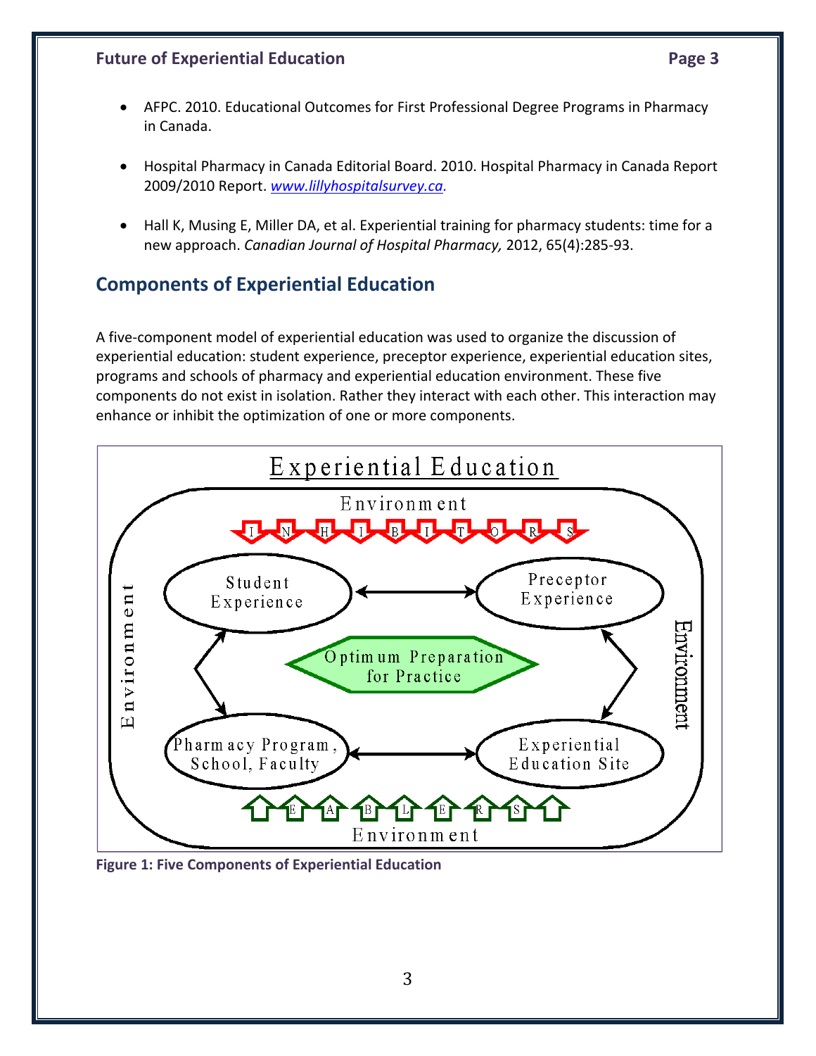- AFPC. 2010. Educational Outcomes for First Professional Degree Programs in Pharmacy in Canada.

- Hospital Pharmacy in Canada Editorial Board. 2010. Hospital Pharmacy in Canada Report 2009/2010 Report. [www.lillyhospitalsurvey.ca](www.lillyhospitalsurvey.ca).

- Hall K, Musing E, Miller DA, et al. Experiential training for pharmacy students: time for a new approach. *Canadian Journal of Hospital Pharmacy,* 2012, 65(4):285-93.

## Components of Experiential Education

A five-component model of experiential education was used to organize the discussion of experiential education: student experience, preceptor experience, experiential education sites, programs and schools of pharmacy and experiential education environment. These five components do not exist in isolation. Rather they interact with each other. This interaction may enhance or inhibit the optimization of one or more components.

**Figure 1: Five Components of Experiential Education**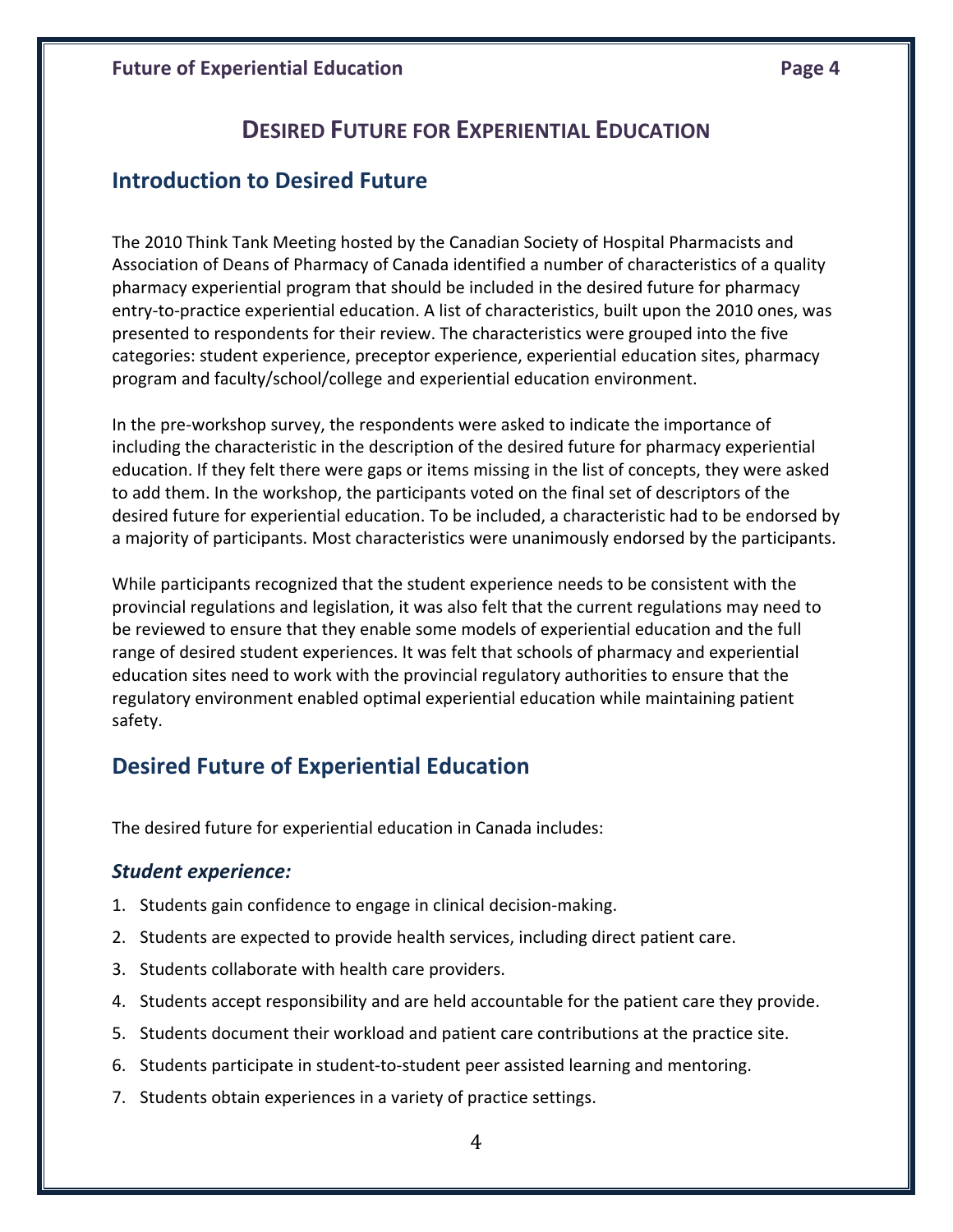# DESIRED FUTURE FOR EXPERIENTIAL EDUCATION

## Introduction to Desired Future

The 2010 Think Tank Meeting hosted by the Canadian Society of Hospital Pharmacists and Association of Deans of Pharmacy of Canada identified a number of characteristics of a quality pharmacy experiential program that should be included in the desired future for pharmacy entry-to-practice experiential education. A list of characteristics, built upon the 2010 ones, was presented to respondents for their review. The characteristics were grouped into the five categories: student experience, preceptor experience, experiential education sites, pharmacy program and faculty/school/college and experiential education environment.

In the pre-workshop survey, the respondents were asked to indicate the importance of including the characteristic in the description of the desired future for pharmacy experiential education. If they felt there were gaps or items missing in the list of concepts, they were asked to add them. In the workshop, the participants voted on the final set of descriptors of the desired future for experiential education. To be included, a characteristic had to be endorsed by a majority of participants. Most characteristics were unanimously endorsed by the participants.

While participants recognized that the student experience needs to be consistent with the provincial regulations and legislation, it was also felt that the current regulations may need to be reviewed to ensure that they enable some models of experiential education and the full range of desired student experiences. It was felt that schools of pharmacy and experiential education sites need to work with the provincial regulatory authorities to ensure that the regulatory environment enabled optimal experiential education while maintaining patient safety.

## Desired Future of Experiential Education

The desired future for experiential education in Canada includes:

### *Student experience:*

1. Students gain confidence to engage in clinical decision-making.
2. Students are expected to provide health services, including direct patient care.
3. Students collaborate with health care providers.
4. Students accept responsibility and are held accountable for the patient care they provide.
5. Students document their workload and patient care contributions at the practice site.
6. Students participate in student-to-student peer assisted learning and mentoring.
7. Students obtain experiences in a variety of practice settings.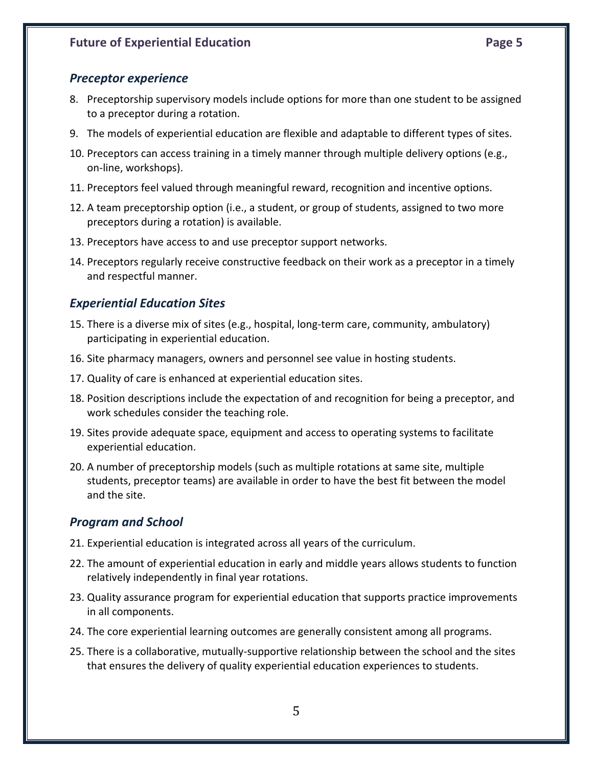### *Preceptor experience*

8. Preceptorship supervisory models include options for more than one student to be assigned to a preceptor during a rotation.
9. The models of experiential education are flexible and adaptable to different types of sites.
10. Preceptors can access training in a timely manner through multiple delivery options (e.g., on-line, workshops).
11. Preceptors feel valued through meaningful reward, recognition and incentive options.
12. A team preceptorship option (i.e., a student, or group of students, assigned to two more preceptors during a rotation) is available.
13. Preceptors have access to and use preceptor support networks.
14. Preceptors regularly receive constructive feedback on their work as a preceptor in a timely and respectful manner.

### *Experiential Education Sites*

15. There is a diverse mix of sites (e.g., hospital, long-term care, community, ambulatory) participating in experiential education.
16. Site pharmacy managers, owners and personnel see value in hosting students.
17. Quality of care is enhanced at experiential education sites.
18. Position descriptions include the expectation of and recognition for being a preceptor, and work schedules consider the teaching role.
19. Sites provide adequate space, equipment and access to operating systems to facilitate experiential education.
20. A number of preceptorship models (such as multiple rotations at same site, multiple students, preceptor teams) are available in order to have the best fit between the model and the site.

### *Program and School*

21. Experiential education is integrated across all years of the curriculum.
22. The amount of experiential education in early and middle years allows students to function relatively independently in final year rotations.
23. Quality assurance program for experiential education that supports practice improvements in all components.
24. The core experiential learning outcomes are generally consistent among all programs.
25. There is a collaborative, mutually-supportive relationship between the school and the sites that ensures the delivery of quality experiential education experiences to students.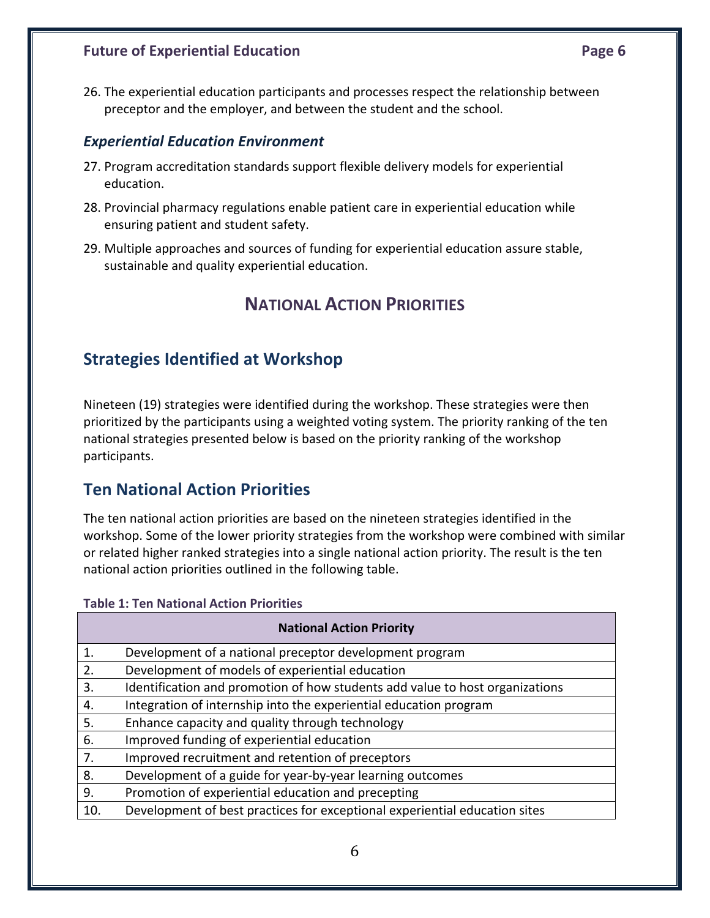26. The experiential education participants and processes respect the relationship between preceptor and the employer, and between the student and the school.

### *Experiential Education Environment*

27. Program accreditation standards support flexible delivery models for experiential education.
28. Provincial pharmacy regulations enable patient care in experiential education while ensuring patient and student safety.
29. Multiple approaches and sources of funding for experiential education assure stable, sustainable and quality experiential education.

# NATIONAL ACTION PRIORITIES

## Strategies Identified at Workshop

Nineteen (19) strategies were identified during the workshop. These strategies were then prioritized by the participants using a weighted voting system. The priority ranking of the ten national strategies presented below is based on the priority ranking of the workshop participants.

## Ten National Action Priorities

The ten national action priorities are based on the nineteen strategies identified in the workshop. Some of the lower priority strategies from the workshop were combined with similar or related higher ranked strategies into a single national action priority. The result is the ten national action priorities outlined in the following table.

**Table 1: Ten National Action Priorities**

| | National Action Priority |
|---|---|
| 1. | Development of a national preceptor development program |
| 2. | Development of models of experiential education |
| 3. | Identification and promotion of how students add value to host organizations |
| 4. | Integration of internship into the experiential education program |
| 5. | Enhance capacity and quality through technology |
| 6. | Improved funding of experiential education |
| 7. | Improved recruitment and retention of preceptors |
| 8. | Development of a guide for year-by-year learning outcomes |
| 9. | Promotion of experiential education and precepting |
| 10. | Development of best practices for exceptional experiential education sites |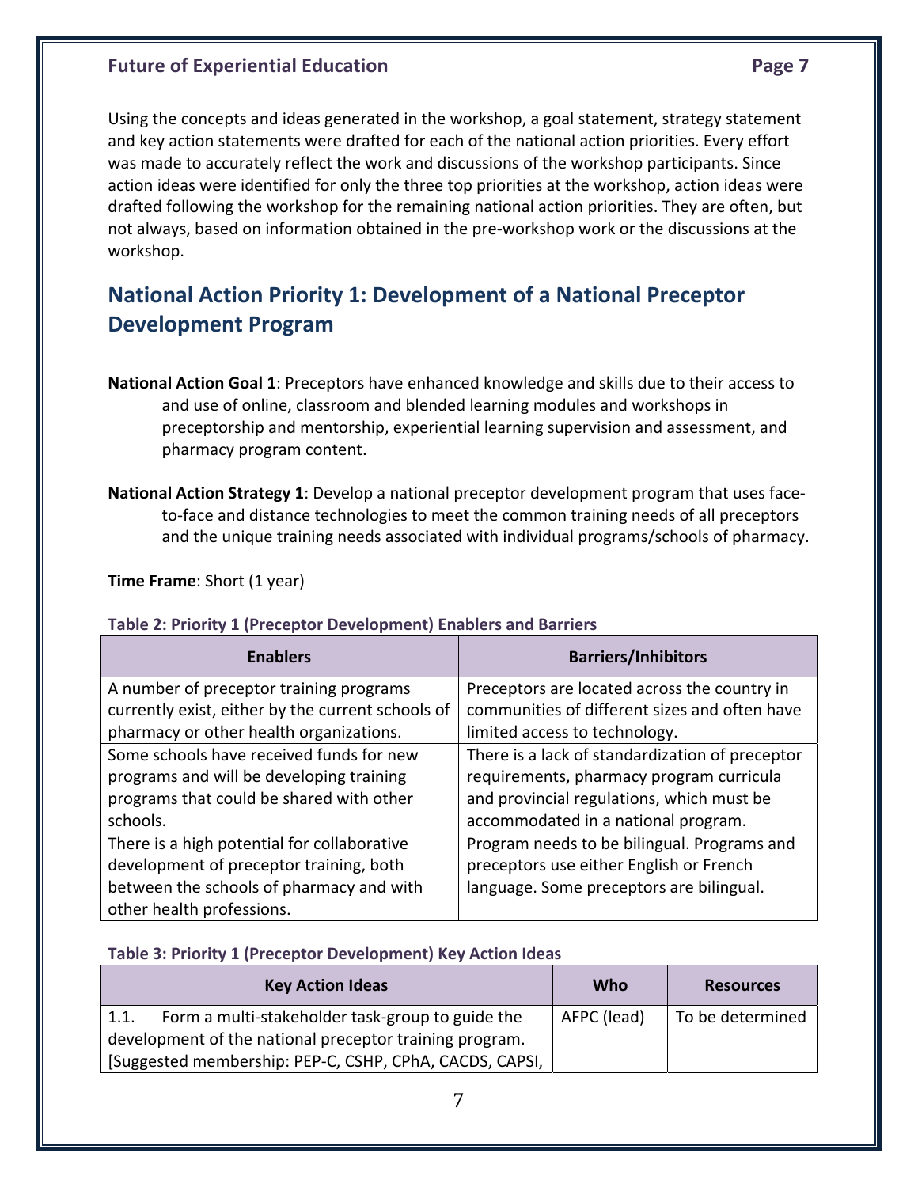Using the concepts and ideas generated in the workshop, a goal statement, strategy statement and key action statements were drafted for each of the national action priorities. Every effort was made to accurately reflect the work and discussions of the workshop participants. Since action ideas were identified for only the three top priorities at the workshop, action ideas were drafted following the workshop for the remaining national action priorities. They are often, but not always, based on information obtained in the pre-workshop work or the discussions at the workshop.

## National Action Priority 1: Development of a National Preceptor Development Program

**National Action Goal 1**: Preceptors have enhanced knowledge and skills due to their access to and use of online, classroom and blended learning modules and workshops in preceptorship and mentorship, experiential learning supervision and assessment, and pharmacy program content.

**National Action Strategy 1**: Develop a national preceptor development program that uses face-to-face and distance technologies to meet the common training needs of all preceptors and the unique training needs associated with individual programs/schools of pharmacy.

**Time Frame**: Short (1 year)

**Table 2: Priority 1 (Preceptor Development) Enablers and Barriers**

| Enablers | Barriers/Inhibitors |
|---|---|
| A number of preceptor training programs currently exist, either by the current schools of pharmacy or other health organizations. | Preceptors are located across the country in communities of different sizes and often have limited access to technology. |
| Some schools have received funds for new programs and will be developing training programs that could be shared with other schools. | There is a lack of standardization of preceptor requirements, pharmacy program curricula and provincial regulations, which must be accommodated in a national program. |
| There is a high potential for collaborative development of preceptor training, both between the schools of pharmacy and with other health professions. | Program needs to be bilingual. Programs and preceptors use either English or French language. Some preceptors are bilingual. |

**Table 3: Priority 1 (Preceptor Development) Key Action Ideas**

| Key Action Ideas | Who | Resources |
|---|---|---|
| 1.1. Form a multi-stakeholder task-group to guide the development of the national preceptor training program. [Suggested membership: PEP-C, CSHP, CPhA, CACDS, CAPSI, | AFPC (lead) | To be determined |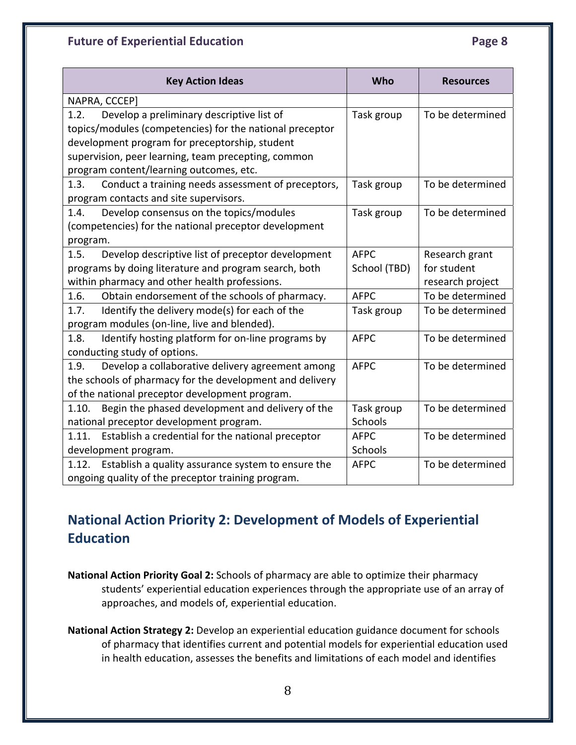| Key Action Ideas | Who | Resources |
|---|---|---|
| NAPRA, CCCEP] | | |
| 1.2. Develop a preliminary descriptive list of topics/modules (competencies) for the national preceptor development program for preceptorship, student supervision, peer learning, team precepting, common program content/learning outcomes, etc. | Task group | To be determined |
| 1.3. Conduct a training needs assessment of preceptors, program contacts and site supervisors. | Task group | To be determined |
| 1.4. Develop consensus on the topics/modules (competencies) for the national preceptor development program. | Task group | To be determined |
| 1.5. Develop descriptive list of preceptor development programs by doing literature and program search, both within pharmacy and other health professions. | AFPC School (TBD) | Research grant for student research project |
| 1.6. Obtain endorsement of the schools of pharmacy. | AFPC | To be determined |
| 1.7. Identify the delivery mode(s) for each of the program modules (on-line, live and blended). | Task group | To be determined |
| 1.8. Identify hosting platform for on-line programs by conducting study of options. | AFPC | To be determined |
| 1.9. Develop a collaborative delivery agreement among the schools of pharmacy for the development and delivery of the national preceptor development program. | AFPC | To be determined |
| 1.10. Begin the phased development and delivery of the national preceptor development program. | Task group Schools | To be determined |
| 1.11. Establish a credential for the national preceptor development program. | AFPC Schools | To be determined |
| 1.12. Establish a quality assurance system to ensure the ongoing quality of the preceptor training program. | AFPC | To be determined |

## National Action Priority 2: Development of Models of Experiential Education

**National Action Priority Goal 2:** Schools of pharmacy are able to optimize their pharmacy students' experiential education experiences through the appropriate use of an array of approaches, and models of, experiential education.

**National Action Strategy 2:** Develop an experiential education guidance document for schools of pharmacy that identifies current and potential models for experiential education used in health education, assesses the benefits and limitations of each model and identifies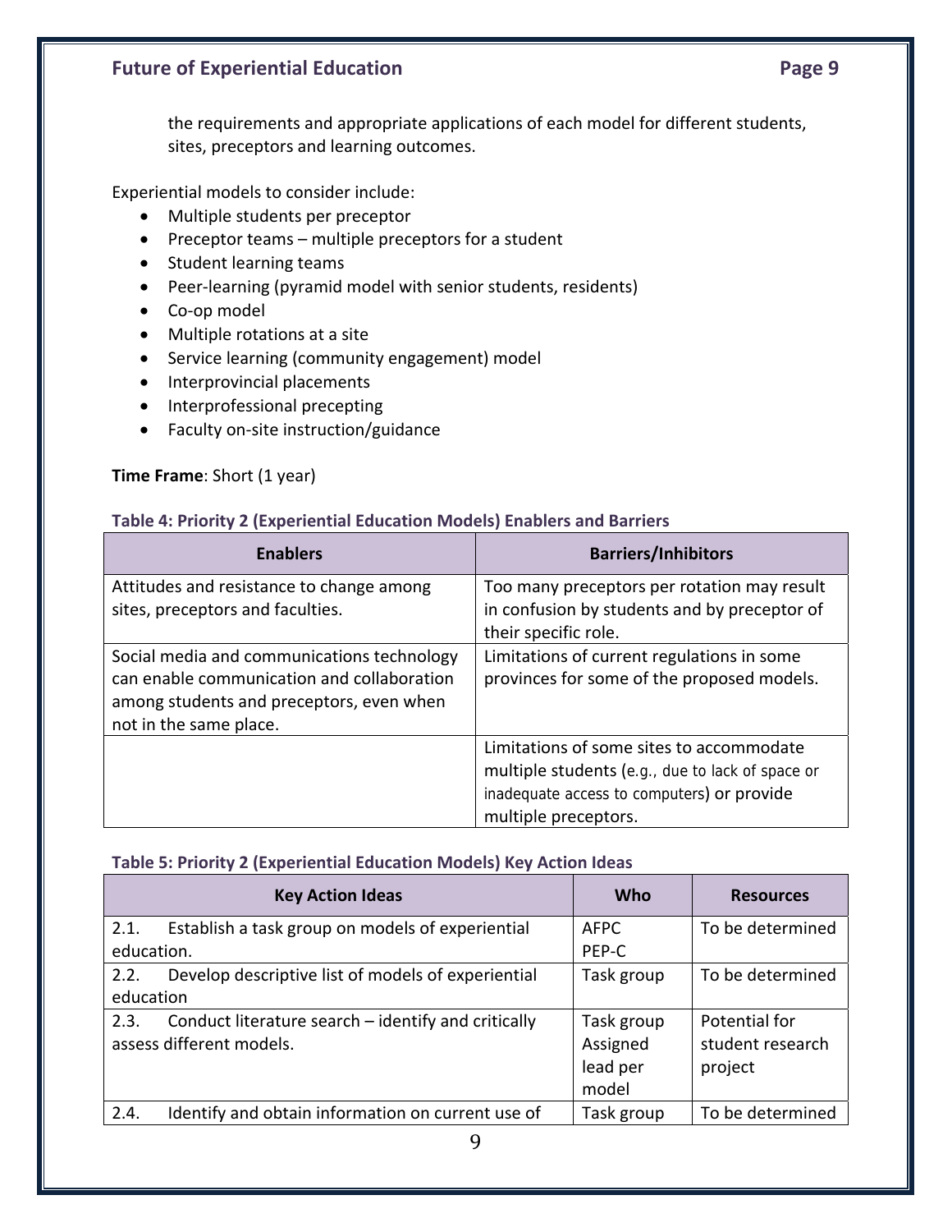the requirements and appropriate applications of each model for different students, sites, preceptors and learning outcomes.

Experiential models to consider include:

- Multiple students per preceptor
- Preceptor teams – multiple preceptors for a student
- Student learning teams
- Peer-learning (pyramid model with senior students, residents)
- Co-op model
- Multiple rotations at a site
- Service learning (community engagement) model
- Interprovincial placements
- Interprofessional precepting
- Faculty on-site instruction/guidance

**Time Frame**: Short (1 year)

**Table 4: Priority 2 (Experiential Education Models) Enablers and Barriers**

| Enablers | Barriers/Inhibitors |
|---|---|
| Attitudes and resistance to change among sites, preceptors and faculties. | Too many preceptors per rotation may result in confusion by students and by preceptor of their specific role. |
| Social media and communications technology can enable communication and collaboration among students and preceptors, even when not in the same place. | Limitations of current regulations in some provinces for some of the proposed models. |
| | Limitations of some sites to accommodate multiple students (e.g., due to lack of space or inadequate access to computers) or provide multiple preceptors. |

**Table 5: Priority 2 (Experiential Education Models) Key Action Ideas**

| Key Action Ideas | Who | Resources |
|---|---|---|
| 2.1. Establish a task group on models of experiential education. | AFPC PEP-C | To be determined |
| 2.2. Develop descriptive list of models of experiential education | Task group | To be determined |
| 2.3. Conduct literature search – identify and critically assess different models. | Task group Assigned lead per model | Potential for student research project |
| 2.4. Identify and obtain information on current use of | Task group | To be determined |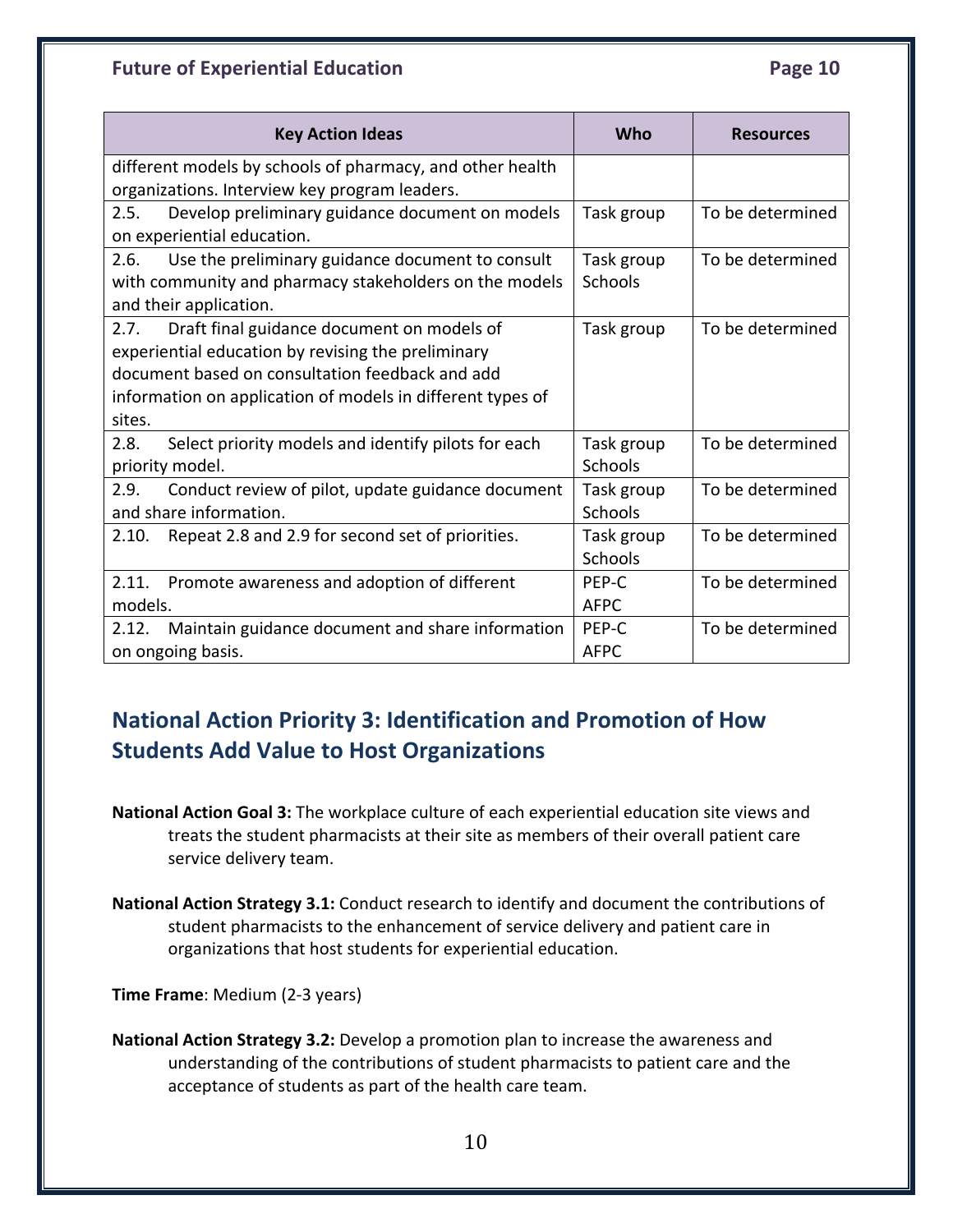| Key Action Ideas | Who | Resources |
| --- | --- | --- |
| different models by schools of pharmacy, and other health organizations. Interview key program leaders. | | |
| 2.5. Develop preliminary guidance document on models on experiential education. | Task group | To be determined |
| 2.6. Use the preliminary guidance document to consult with community and pharmacy stakeholders on the models and their application. | Task group Schools | To be determined |
| 2.7. Draft final guidance document on models of experiential education by revising the preliminary document based on consultation feedback and add information on application of models in different types of sites. | Task group | To be determined |
| 2.8. Select priority models and identify pilots for each priority model. | Task group Schools | To be determined |
| 2.9. Conduct review of pilot, update guidance document and share information. | Task group Schools | To be determined |
| 2.10. Repeat 2.8 and 2.9 for second set of priorities. | Task group Schools | To be determined |
| 2.11. Promote awareness and adoption of different models. | PEP-C AFPC | To be determined |
| 2.12. Maintain guidance document and share information on ongoing basis. | PEP-C AFPC | To be determined |

## National Action Priority 3: Identification and Promotion of How Students Add Value to Host Organizations

**National Action Goal 3:** The workplace culture of each experiential education site views and treats the student pharmacists at their site as members of their overall patient care service delivery team.

**National Action Strategy 3.1:** Conduct research to identify and document the contributions of student pharmacists to the enhancement of service delivery and patient care in organizations that host students for experiential education.

**Time Frame**: Medium (2-3 years)

**National Action Strategy 3.2:** Develop a promotion plan to increase the awareness and understanding of the contributions of student pharmacists to patient care and the acceptance of students as part of the health care team.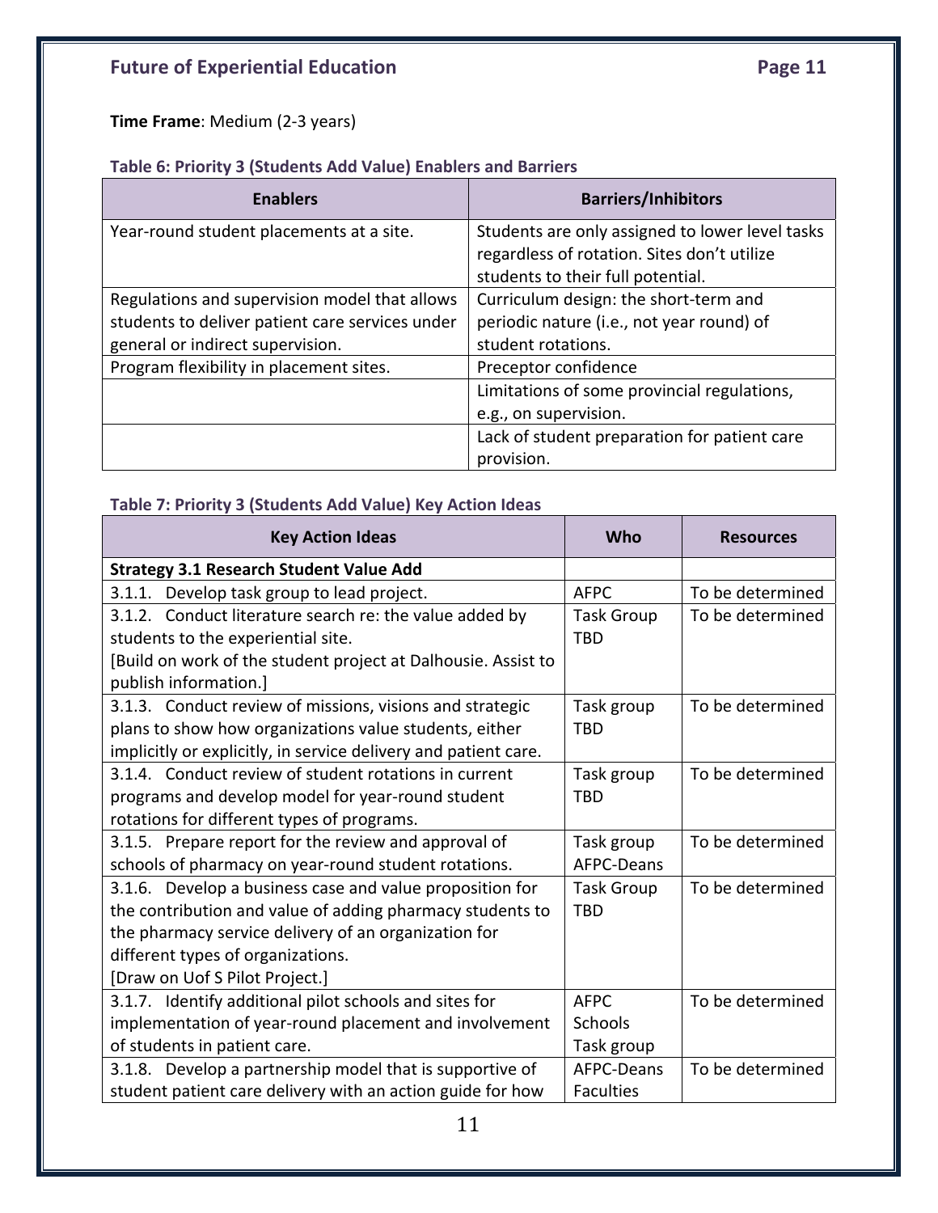**Time Frame**: Medium (2-3 years)

**Table 6: Priority 3 (Students Add Value) Enablers and Barriers**

| Enablers | Barriers/Inhibitors |
|---|---|
| Year-round student placements at a site. | Students are only assigned to lower level tasks regardless of rotation. Sites don't utilize students to their full potential. |
| Regulations and supervision model that allows students to deliver patient care services under general or indirect supervision. | Curriculum design: the short-term and periodic nature (i.e., not year round) of student rotations. |
| Program flexibility in placement sites. | Preceptor confidence |
| | Limitations of some provincial regulations, e.g., on supervision. |
| | Lack of student preparation for patient care provision. |

**Table 7: Priority 3 (Students Add Value) Key Action Ideas**

| Key Action Ideas | Who | Resources |
|---|---|---|
| **Strategy 3.1 Research Student Value Add** | | |
| 3.1.1. Develop task group to lead project. | AFPC | To be determined |
| 3.1.2. Conduct literature search re: the value added by students to the experiential site. [Build on work of the student project at Dalhousie. Assist to publish information.] | Task Group TBD | To be determined |
| 3.1.3. Conduct review of missions, visions and strategic plans to show how organizations value students, either implicitly or explicitly, in service delivery and patient care. | Task group TBD | To be determined |
| 3.1.4. Conduct review of student rotations in current programs and develop model for year-round student rotations for different types of programs. | Task group TBD | To be determined |
| 3.1.5. Prepare report for the review and approval of schools of pharmacy on year-round student rotations. | Task group AFPC-Deans | To be determined |
| 3.1.6. Develop a business case and value proposition for the contribution and value of adding pharmacy students to the pharmacy service delivery of an organization for different types of organizations. [Draw on Uof S Pilot Project.] | Task Group TBD | To be determined |
| 3.1.7. Identify additional pilot schools and sites for implementation of year-round placement and involvement of students in patient care. | AFPC Schools Task group | To be determined |
| 3.1.8. Develop a partnership model that is supportive of student patient care delivery with an action guide for how | AFPC-Deans Faculties | To be determined |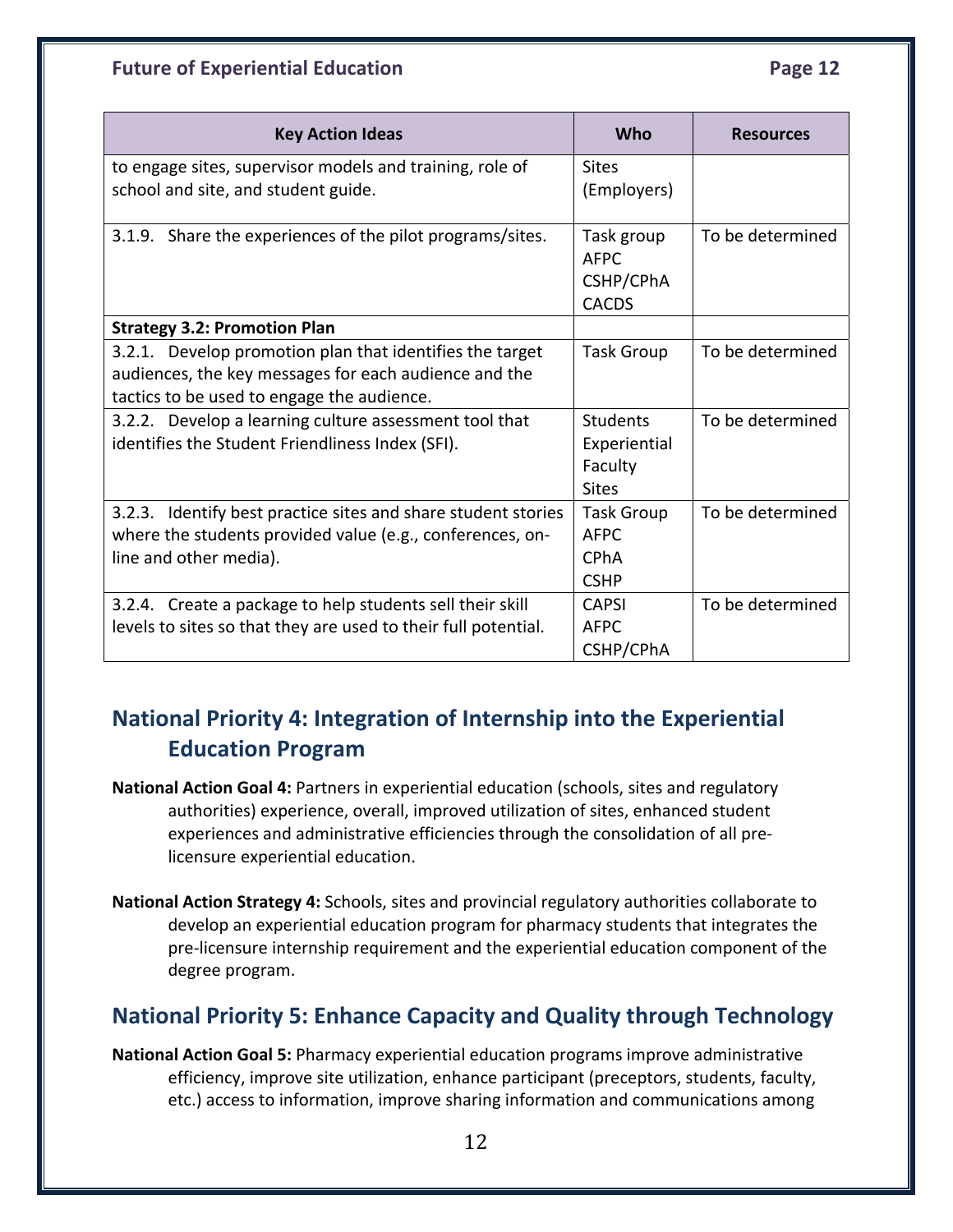| Key Action Ideas | Who | Resources |
|---|---|---|
| to engage sites, supervisor models and training, role of school and site, and student guide. | Sites (Employers) | |
| 3.1.9. Share the experiences of the pilot programs/sites. | Task group<br>AFPC<br>CSHP/CPhA<br>CACDS | To be determined |
| **Strategy 3.2: Promotion Plan** | | |
| 3.2.1. Develop promotion plan that identifies the target audiences, the key messages for each audience and the tactics to be used to engage the audience. | Task Group | To be determined |
| 3.2.2. Develop a learning culture assessment tool that identifies the Student Friendliness Index (SFI). | Students<br>Experiential Faculty<br>Sites | To be determined |
| 3.2.3. Identify best practice sites and share student stories where the students provided value (e.g., conferences, on-line and other media). | Task Group<br>AFPC<br>CPhA<br>CSHP | To be determined |
| 3.2.4. Create a package to help students sell their skill levels to sites so that they are used to their full potential. | CAPSI<br>AFPC<br>CSHP/CPhA | To be determined |

## National Priority 4: Integration of Internship into the Experiential Education Program

**National Action Goal 4:** Partners in experiential education (schools, sites and regulatory authorities) experience, overall, improved utilization of sites, enhanced student experiences and administrative efficiencies through the consolidation of all pre-licensure experiential education.

**National Action Strategy 4:** Schools, sites and provincial regulatory authorities collaborate to develop an experiential education program for pharmacy students that integrates the pre-licensure internship requirement and the experiential education component of the degree program.

## National Priority 5: Enhance Capacity and Quality through Technology

**National Action Goal 5:** Pharmacy experiential education programs improve administrative efficiency, improve site utilization, enhance participant (preceptors, students, faculty, etc.) access to information, improve sharing information and communications among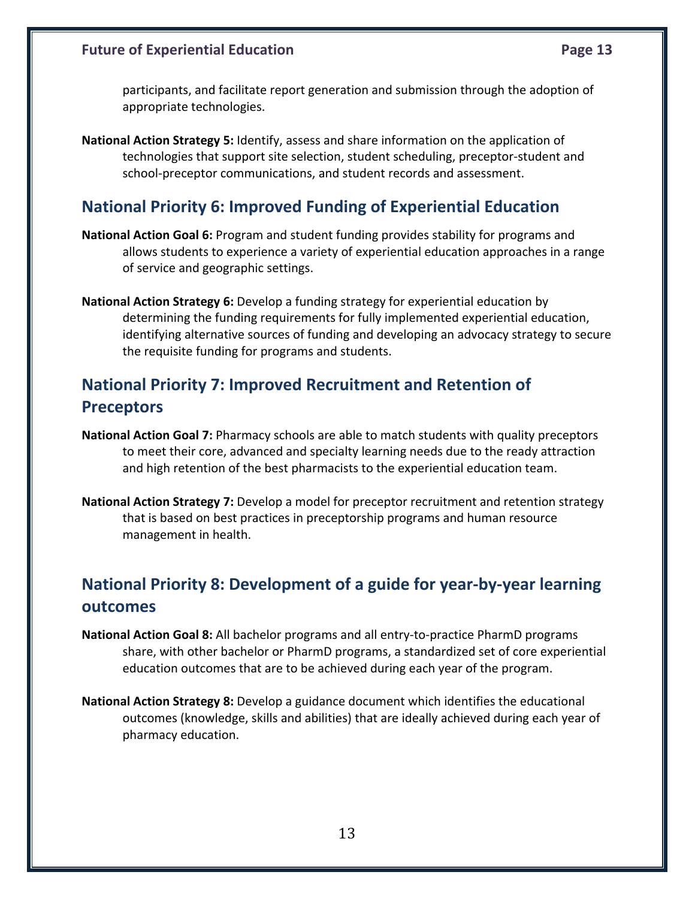participants, and facilitate report generation and submission through the adoption of appropriate technologies.

**National Action Strategy 5:** Identify, assess and share information on the application of technologies that support site selection, student scheduling, preceptor-student and school-preceptor communications, and student records and assessment.

## National Priority 6: Improved Funding of Experiential Education

**National Action Goal 6:** Program and student funding provides stability for programs and allows students to experience a variety of experiential education approaches in a range of service and geographic settings.

**National Action Strategy 6:** Develop a funding strategy for experiential education by determining the funding requirements for fully implemented experiential education, identifying alternative sources of funding and developing an advocacy strategy to secure the requisite funding for programs and students.

## National Priority 7: Improved Recruitment and Retention of Preceptors

**National Action Goal 7:** Pharmacy schools are able to match students with quality preceptors to meet their core, advanced and specialty learning needs due to the ready attraction and high retention of the best pharmacists to the experiential education team.

**National Action Strategy 7:** Develop a model for preceptor recruitment and retention strategy that is based on best practices in preceptorship programs and human resource management in health.

## National Priority 8: Development of a guide for year-by-year learning outcomes

**National Action Goal 8:** All bachelor programs and all entry-to-practice PharmD programs share, with other bachelor or PharmD programs, a standardized set of core experiential education outcomes that are to be achieved during each year of the program.

**National Action Strategy 8:** Develop a guidance document which identifies the educational outcomes (knowledge, skills and abilities) that are ideally achieved during each year of pharmacy education.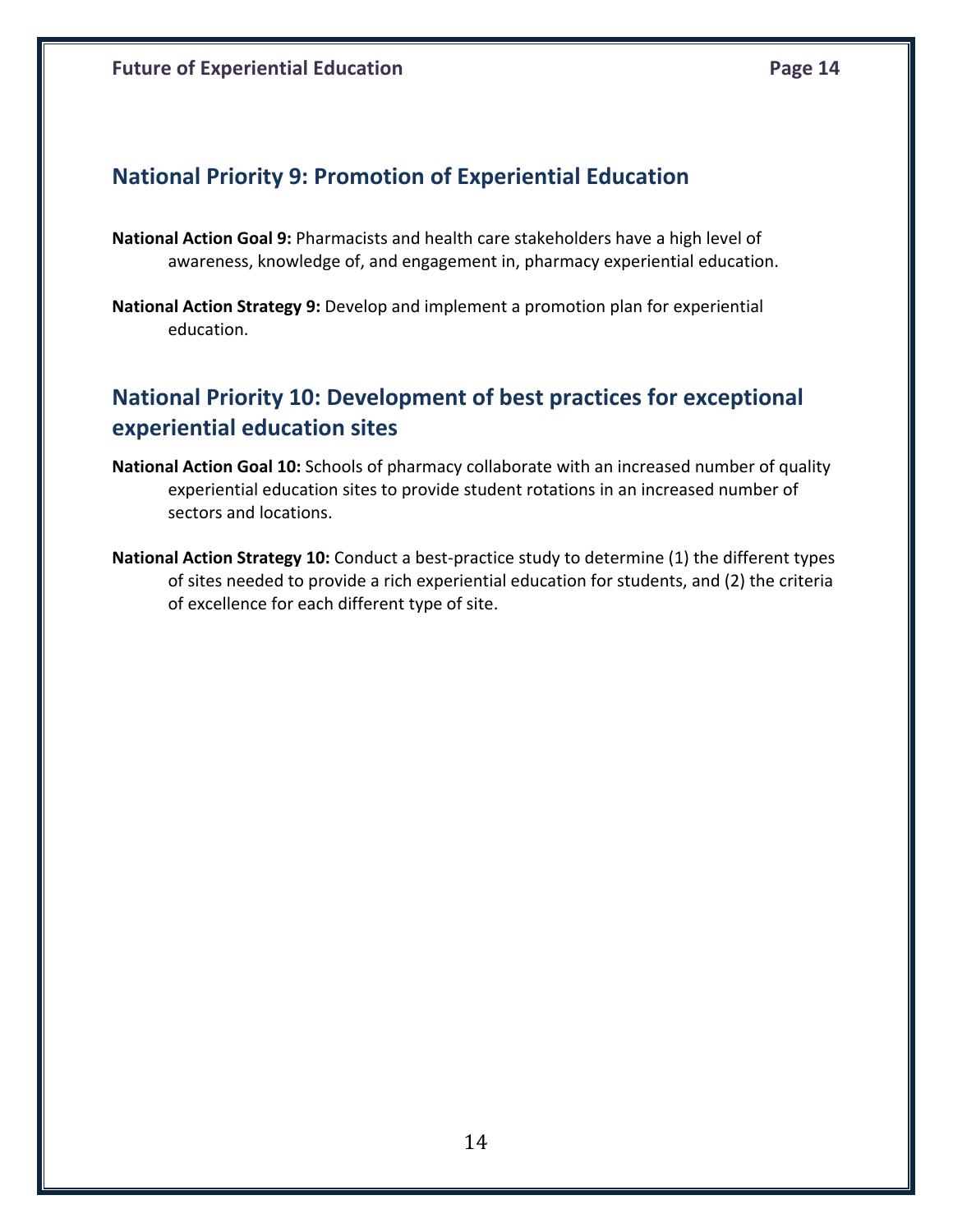## National Priority 9: Promotion of Experiential Education

**National Action Goal 9:** Pharmacists and health care stakeholders have a high level of awareness, knowledge of, and engagement in, pharmacy experiential education.

**National Action Strategy 9:** Develop and implement a promotion plan for experiential education.

## National Priority 10: Development of best practices for exceptional experiential education sites

**National Action Goal 10:** Schools of pharmacy collaborate with an increased number of quality experiential education sites to provide student rotations in an increased number of sectors and locations.

**National Action Strategy 10:** Conduct a best-practice study to determine (1) the different types of sites needed to provide a rich experiential education for students, and (2) the criteria of excellence for each different type of site.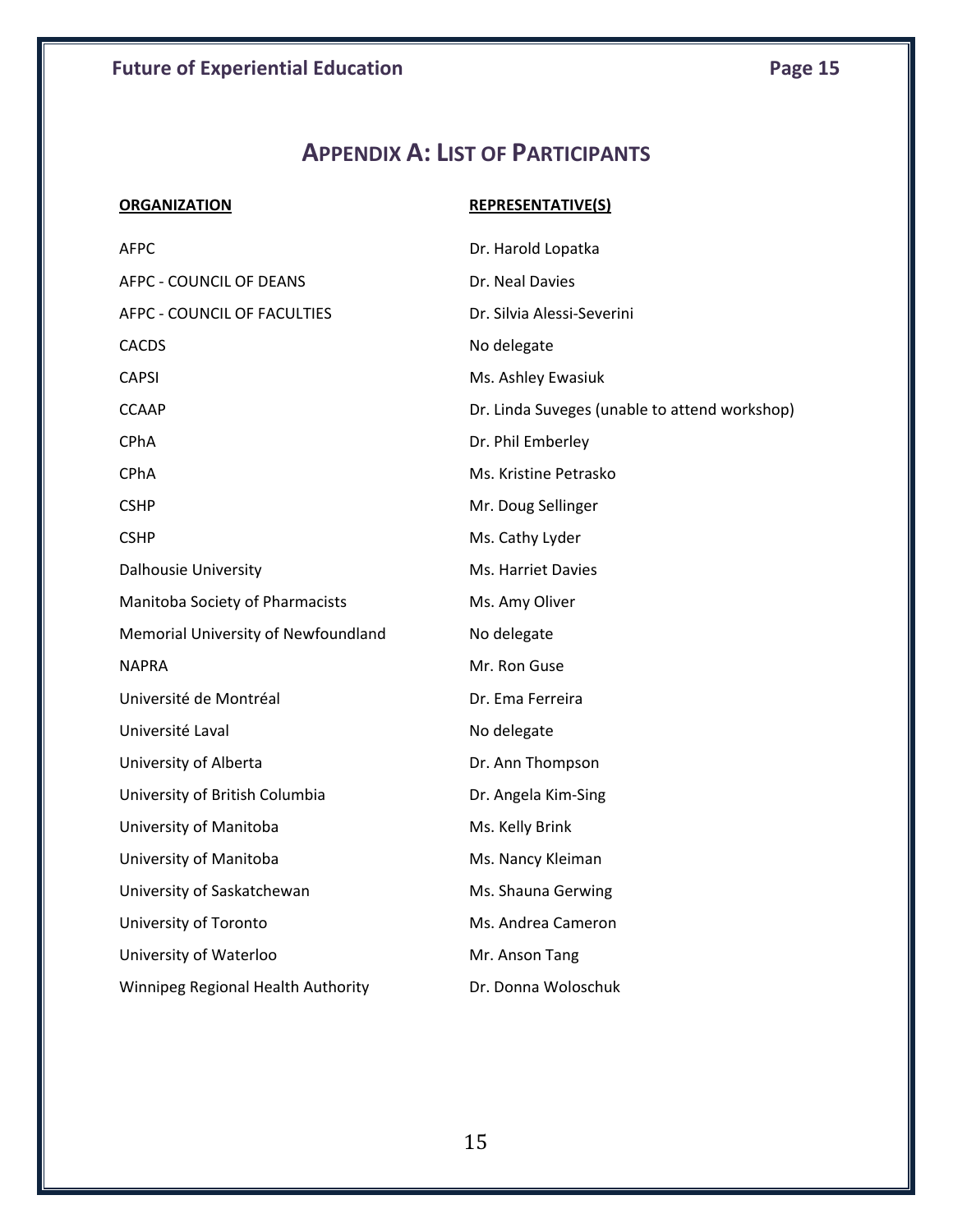## APPENDIX A: LIST OF PARTICIPANTS

| ORGANIZATION | REPRESENTATIVE(S) |
|---|---|
| AFPC | Dr. Harold Lopatka |
| AFPC - COUNCIL OF DEANS | Dr. Neal Davies |
| AFPC - COUNCIL OF FACULTIES | Dr. Silvia Alessi-Severini |
| CACDS | No delegate |
| CAPSI | Ms. Ashley Ewasiuk |
| CCAAP | Dr. Linda Suveges (unable to attend workshop) |
| CPhA | Dr. Phil Emberley |
| CPhA | Ms. Kristine Petrasko |
| CSHP | Mr. Doug Sellinger |
| CSHP | Ms. Cathy Lyder |
| Dalhousie University | Ms. Harriet Davies |
| Manitoba Society of Pharmacists | Ms. Amy Oliver |
| Memorial University of Newfoundland | No delegate |
| NAPRA | Mr. Ron Guse |
| Université de Montréal | Dr. Ema Ferreira |
| Université Laval | No delegate |
| University of Alberta | Dr. Ann Thompson |
| University of British Columbia | Dr. Angela Kim-Sing |
| University of Manitoba | Ms. Kelly Brink |
| University of Manitoba | Ms. Nancy Kleiman |
| University of Saskatchewan | Ms. Shauna Gerwing |
| University of Toronto | Ms. Andrea Cameron |
| University of Waterloo | Mr. Anson Tang |
| Winnipeg Regional Health Authority | Dr. Donna Woloschuk |